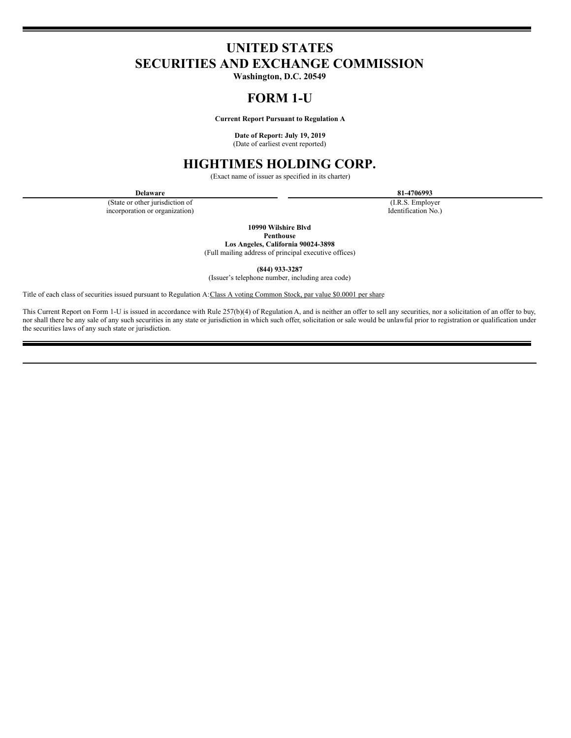# UNITED STATES
# SECURITIES AND EXCHANGE COMMISSION

**Washington, D.C. 20549**

# FORM 1-U

**Current Report Pursuant to Regulation A**

**Date of Report: July 19, 2019**
(Date of earliest event reported)

# HIGHTIMES HOLDING CORP.

(Exact name of issuer as specified in its charter)

| **Delaware** | **81-4706993** |
| --- | --- |
| (State or other jurisdiction of incorporation or organization) | (I.R.S. Employer Identification No.) |

**10990 Wilshire Blvd**
**Penthouse**
**Los Angeles, California 90024-3898**
(Full mailing address of principal executive offices)

**(844) 933-3287**
(Issuer's telephone number, including area code)

Title of each class of securities issued pursuant to Regulation A: Class A voting Common Stock, par value $0.0001 per share

This Current Report on Form 1-U is issued in accordance with Rule 257(b)(4) of Regulation A, and is neither an offer to sell any securities, nor a solicitation of an offer to buy, nor shall there be any sale of any such securities in any state or jurisdiction in which such offer, solicitation or sale would be unlawful prior to registration or qualification under the securities laws of any such state or jurisdiction.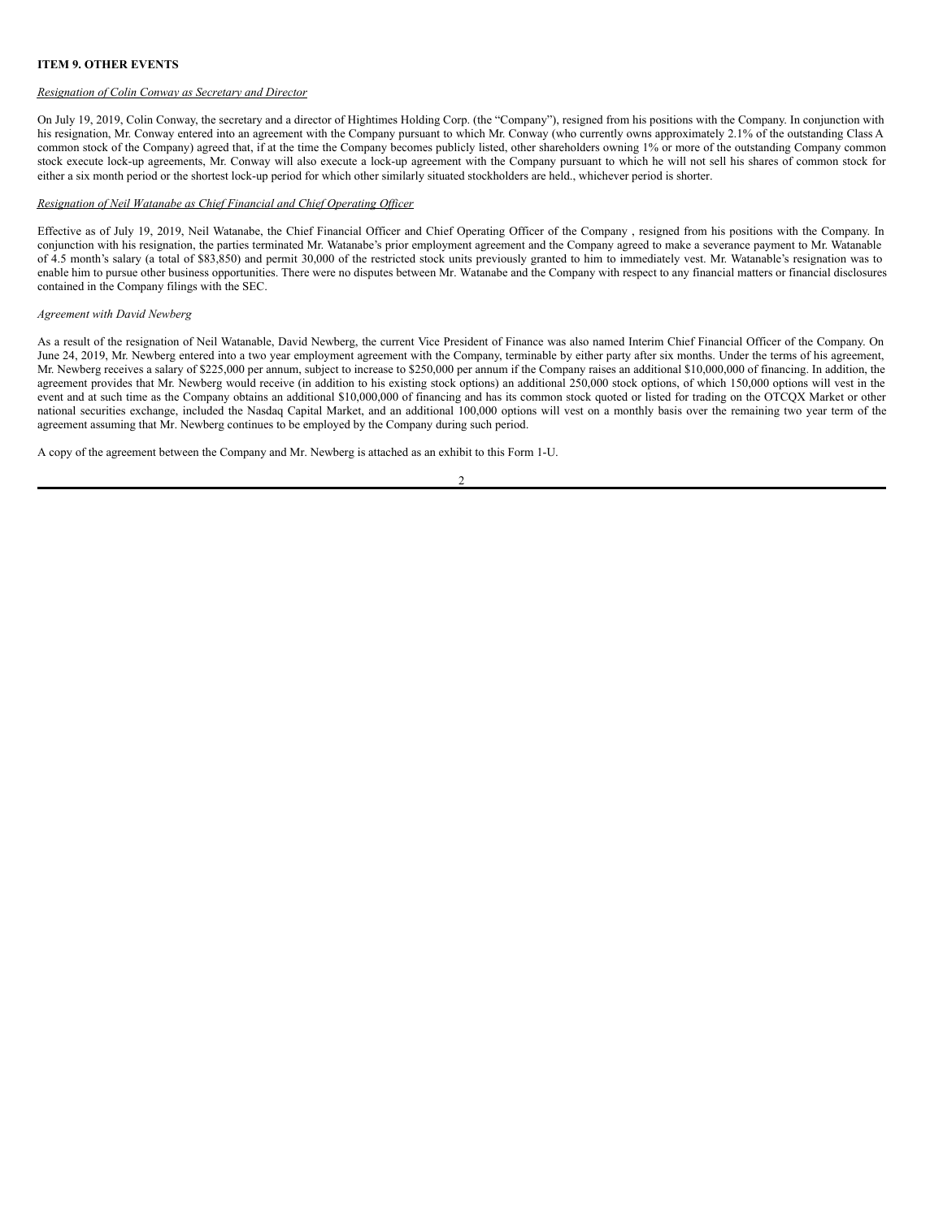**ITEM 9. OTHER EVENTS**

*Resignation of Colin Conway as Secretary and Director*

On July 19, 2019, Colin Conway, the secretary and a director of Hightimes Holding Corp. (the "Company"), resigned from his positions with the Company. In conjunction with his resignation, Mr. Conway entered into an agreement with the Company pursuant to which Mr. Conway (who currently owns approximately 2.1% of the outstanding Class A common stock of the Company) agreed that, if at the time the Company becomes publicly listed, other shareholders owning 1% or more of the outstanding Company common stock execute lock-up agreements, Mr. Conway will also execute a lock-up agreement with the Company pursuant to which he will not sell his shares of common stock for either a six month period or the shortest lock-up period for which other similarly situated stockholders are held., whichever period is shorter.

*Resignation of Neil Watanabe as Chief Financial and Chief Operating Officer*

Effective as of July 19, 2019, Neil Watanabe, the Chief Financial Officer and Chief Operating Officer of the Company , resigned from his positions with the Company. In conjunction with his resignation, the parties terminated Mr. Watanabe's prior employment agreement and the Company agreed to make a severance payment to Mr. Watanable of 4.5 month's salary (a total of $83,850) and permit 30,000 of the restricted stock units previously granted to him to immediately vest. Mr. Watanable's resignation was to enable him to pursue other business opportunities. There were no disputes between Mr. Watanabe and the Company with respect to any financial matters or financial disclosures contained in the Company filings with the SEC.

*Agreement with David Newberg*

As a result of the resignation of Neil Watanable, David Newberg, the current Vice President of Finance was also named Interim Chief Financial Officer of the Company. On June 24, 2019, Mr. Newberg entered into a two year employment agreement with the Company, terminable by either party after six months. Under the terms of his agreement, Mr. Newberg receives a salary of $225,000 per annum, subject to increase to $250,000 per annum if the Company raises an additional $10,000,000 of financing. In addition, the agreement provides that Mr. Newberg would receive (in addition to his existing stock options) an additional 250,000 stock options, of which 150,000 options will vest in the event and at such time as the Company obtains an additional $10,000,000 of financing and has its common stock quoted or listed for trading on the OTCQX Market or other national securities exchange, included the Nasdaq Capital Market, and an additional 100,000 options will vest on a monthly basis over the remaining two year term of the agreement assuming that Mr. Newberg continues to be employed by the Company during such period.

A copy of the agreement between the Company and Mr. Newberg is attached as an exhibit to this Form 1-U.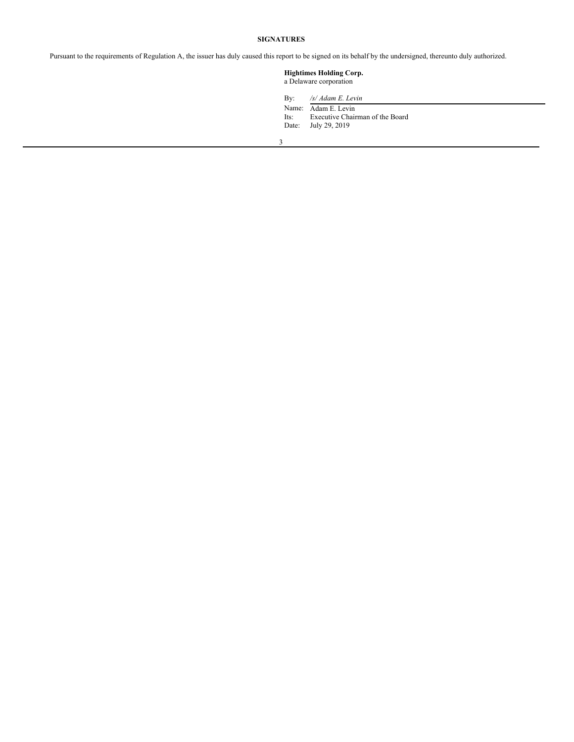**SIGNATURES**

Pursuant to the requirements of Regulation A, the issuer has duly caused this report to be signed on its behalf by the undersigned, thereunto duly authorized.

**Hightimes Holding Corp.**
a Delaware corporation

By: */s/ Adam E. Levin*
Name: Adam E. Levin
Its: Executive Chairman of the Board
Date: July 29, 2019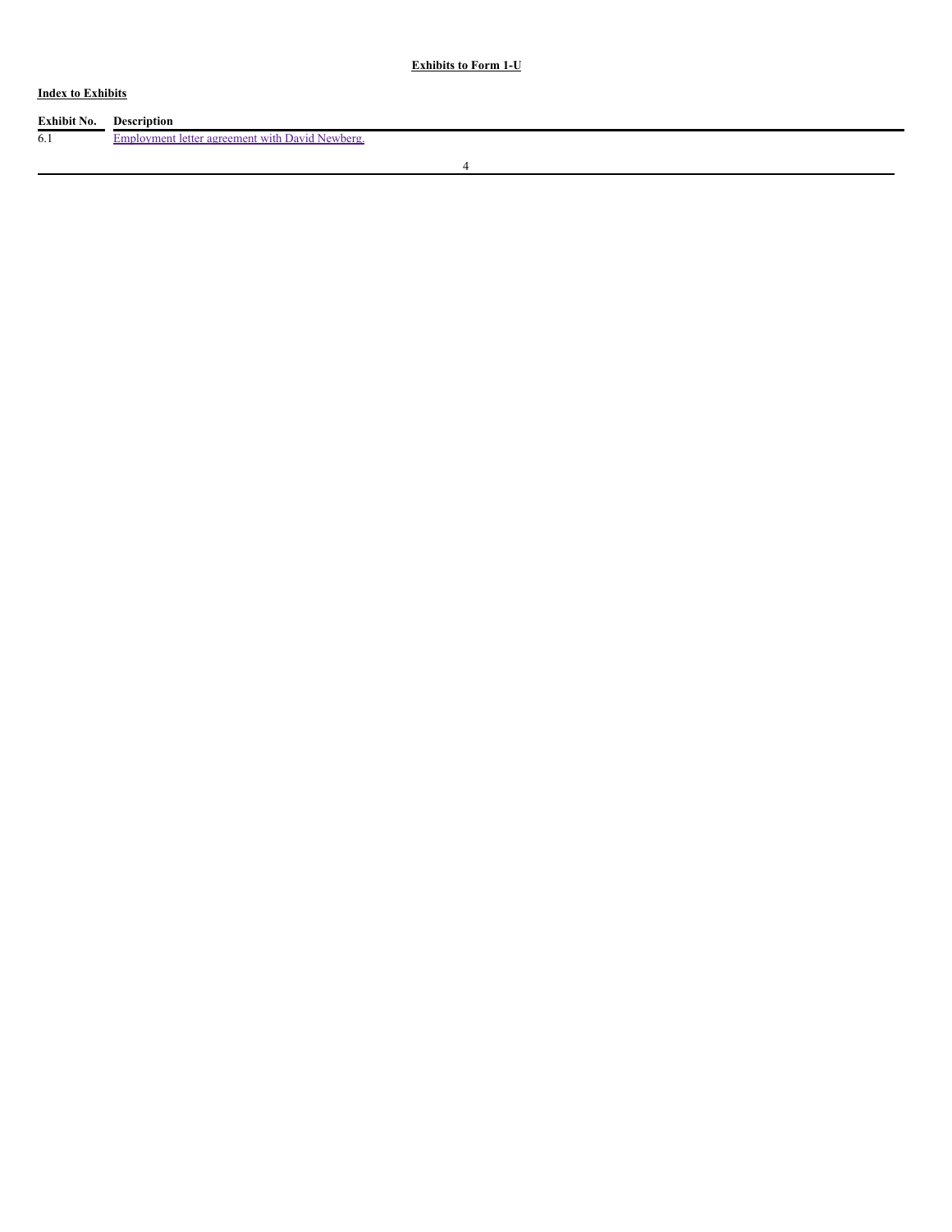**Exhibits to Form 1-U**

**Index to Exhibits**

| Exhibit No. | Description |
| --- | --- |
| 6.1 | Employment letter agreement with David Newberg. |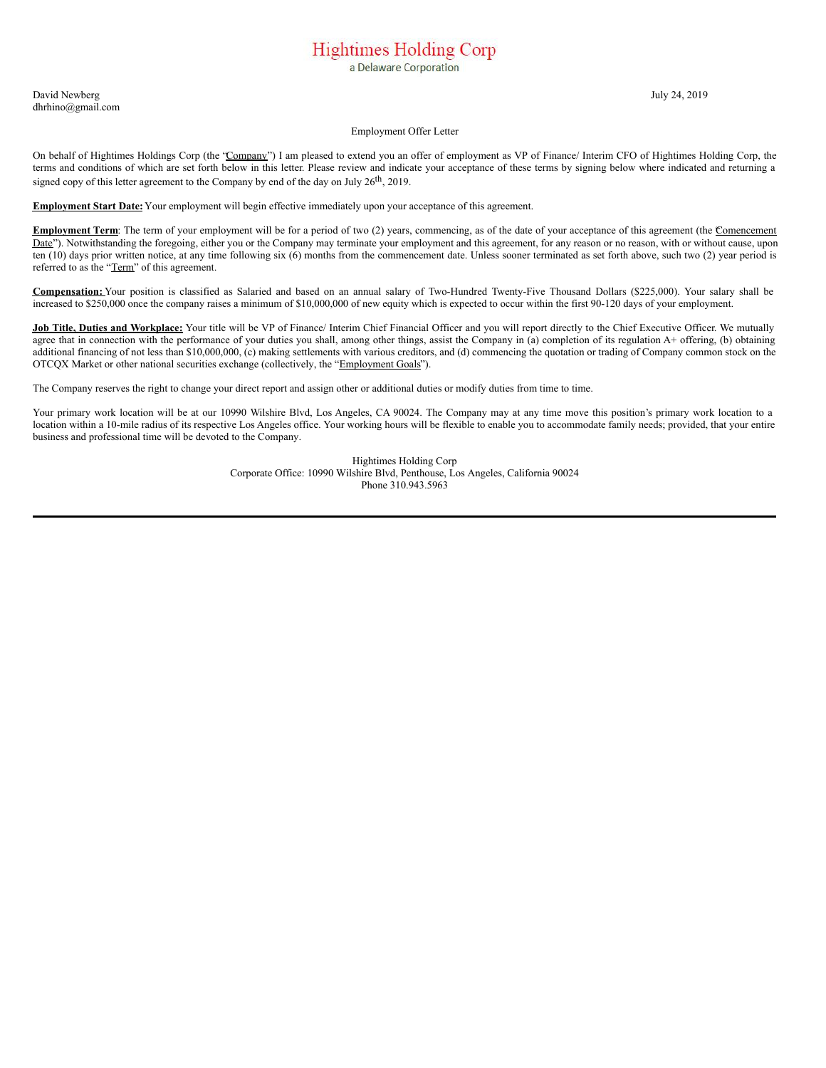# Hightimes Holding Corp

a Delaware Corporation

David Newberg
dhrhino@gmail.com

July 24, 2019

Employment Offer Letter

On behalf of Hightimes Holdings Corp (the "Company") I am pleased to extend you an offer of employment as VP of Finance/ Interim CFO of Hightimes Holding Corp, the terms and conditions of which are set forth below in this letter. Please review and indicate your acceptance of these terms by signing below where indicated and returning a signed copy of this letter agreement to the Company by end of the day on July 26th, 2019.

**Employment Start Date:** Your employment will begin effective immediately upon your acceptance of this agreement.

**Employment Term**: The term of your employment will be for a period of two (2) years, commencing, as of the date of your acceptance of this agreement (the "Comencement Date"). Notwithstanding the foregoing, either you or the Company may terminate your employment and this agreement, for any reason or no reason, with or without cause, upon ten (10) days prior written notice, at any time following six (6) months from the commencement date. Unless sooner terminated as set forth above, such two (2) year period is referred to as the "Term" of this agreement.

**Compensation:** Your position is classified as Salaried and based on an annual salary of Two-Hundred Twenty-Five Thousand Dollars ($225,000). Your salary shall be increased to $250,000 once the company raises a minimum of $10,000,000 of new equity which is expected to occur within the first 90-120 days of your employment.

**Job Title, Duties and Workplace:** Your title will be VP of Finance/ Interim Chief Financial Officer and you will report directly to the Chief Executive Officer. We mutually agree that in connection with the performance of your duties you shall, among other things, assist the Company in (a) completion of its regulation A+ offering, (b) obtaining additional financing of not less than $10,000,000, (c) making settlements with various creditors, and (d) commencing the quotation or trading of Company common stock on the OTCQX Market or other national securities exchange (collectively, the "Employment Goals").

The Company reserves the right to change your direct report and assign other or additional duties or modify duties from time to time.

Your primary work location will be at our 10990 Wilshire Blvd, Los Angeles, CA 90024. The Company may at any time move this position's primary work location to a location within a 10-mile radius of its respective Los Angeles office. Your working hours will be flexible to enable you to accommodate family needs; provided, that your entire business and professional time will be devoted to the Company.

Hightimes Holding Corp
Corporate Office: 10990 Wilshire Blvd, Penthouse, Los Angeles, California 90024
Phone 310.943.5963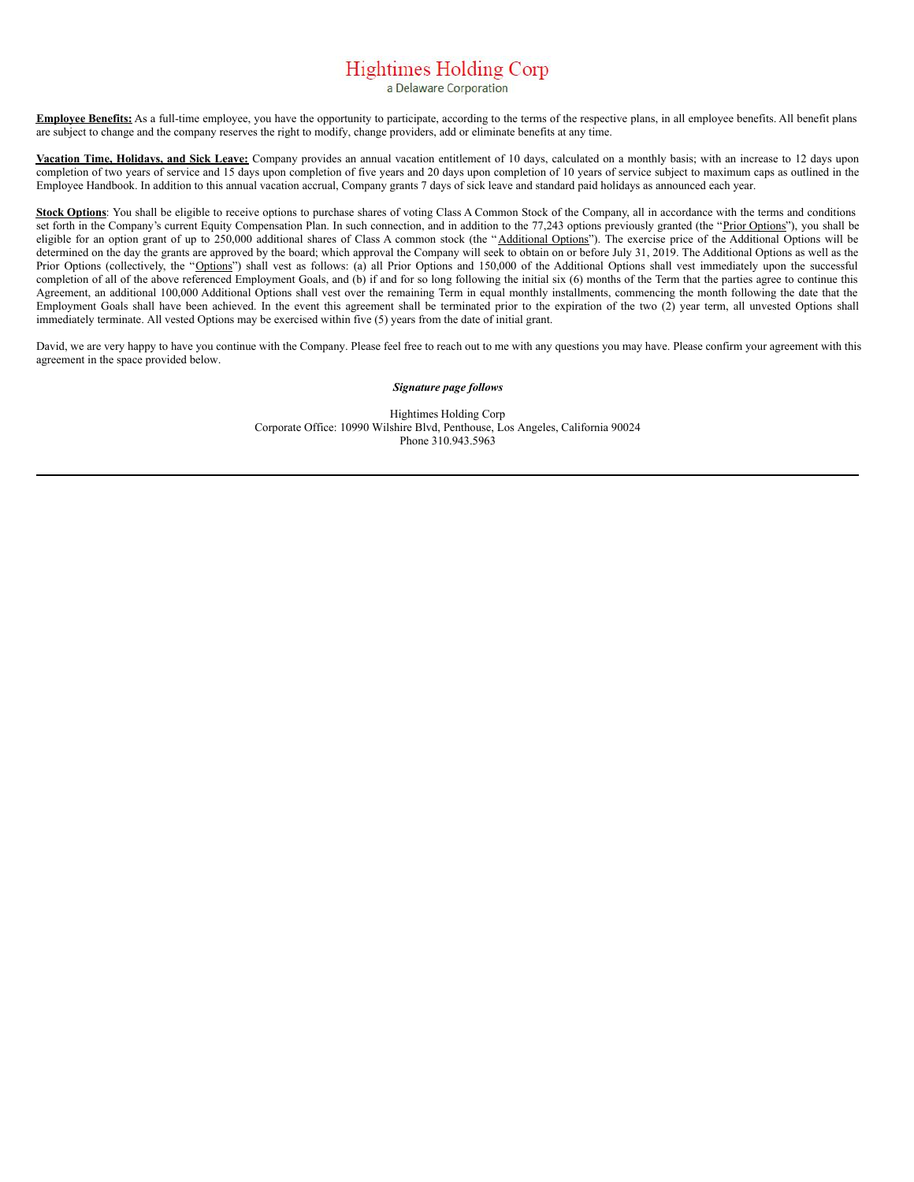# Hightimes Holding Corp

a Delaware Corporation

**Employee Benefits:** As a full-time employee, you have the opportunity to participate, according to the terms of the respective plans, in all employee benefits. All benefit plans are subject to change and the company reserves the right to modify, change providers, add or eliminate benefits at any time.

**Vacation Time, Holidays, and Sick Leave:** Company provides an annual vacation entitlement of 10 days, calculated on a monthly basis; with an increase to 12 days upon completion of two years of service and 15 days upon completion of five years and 20 days upon completion of 10 years of service subject to maximum caps as outlined in the Employee Handbook. In addition to this annual vacation accrual, Company grants 7 days of sick leave and standard paid holidays as announced each year.

**Stock Options**: You shall be eligible to receive options to purchase shares of voting Class A Common Stock of the Company, all in accordance with the terms and conditions set forth in the Company's current Equity Compensation Plan. In such connection, and in addition to the 77,243 options previously granted (the "Prior Options"), you shall be eligible for an option grant of up to 250,000 additional shares of Class A common stock (the "Additional Options"). The exercise price of the Additional Options will be determined on the day the grants are approved by the board; which approval the Company will seek to obtain on or before July 31, 2019. The Additional Options as well as the Prior Options (collectively, the "Options") shall vest as follows: (a) all Prior Options and 150,000 of the Additional Options shall vest immediately upon the successful completion of all of the above referenced Employment Goals, and (b) if and for so long following the initial six (6) months of the Term that the parties agree to continue this Agreement, an additional 100,000 Additional Options shall vest over the remaining Term in equal monthly installments, commencing the month following the date that the Employment Goals shall have been achieved. In the event this agreement shall be terminated prior to the expiration of the two (2) year term, all unvested Options shall immediately terminate. All vested Options may be exercised within five (5) years from the date of initial grant.

David, we are very happy to have you continue with the Company. Please feel free to reach out to me with any questions you may have. Please confirm your agreement with this agreement in the space provided below.

***Signature page follows***

Hightimes Holding Corp
Corporate Office: 10990 Wilshire Blvd, Penthouse, Los Angeles, California 90024
Phone 310.943.5963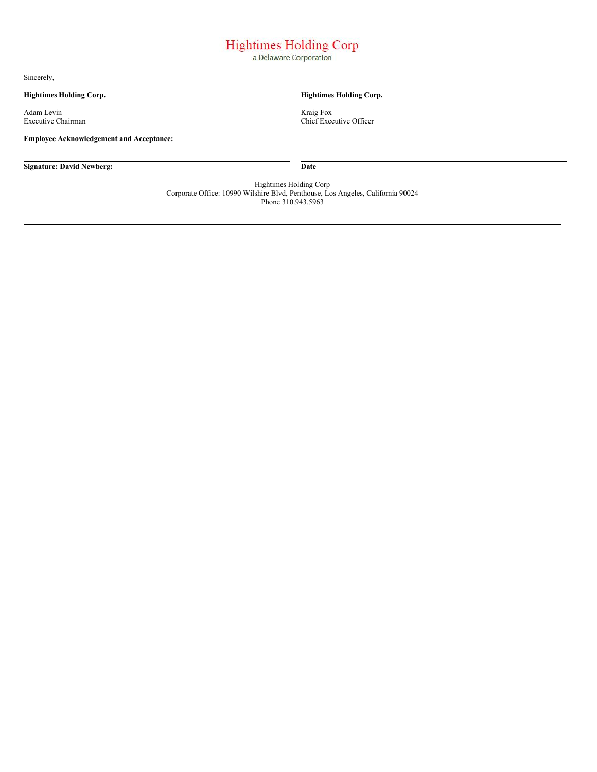Hightimes Holding Corp
a Delaware Corporation

Sincerely,

**Hightimes Holding Corp.**

Adam Levin
Executive Chairman

**Hightimes Holding Corp.**

Kraig Fox
Chief Executive Officer

**Employee Acknowledgement and Acceptance:**

**Signature: David Newberg:**

**Date**

Hightimes Holding Corp
Corporate Office: 10990 Wilshire Blvd, Penthouse, Los Angeles, California 90024
Phone 310.943.5963